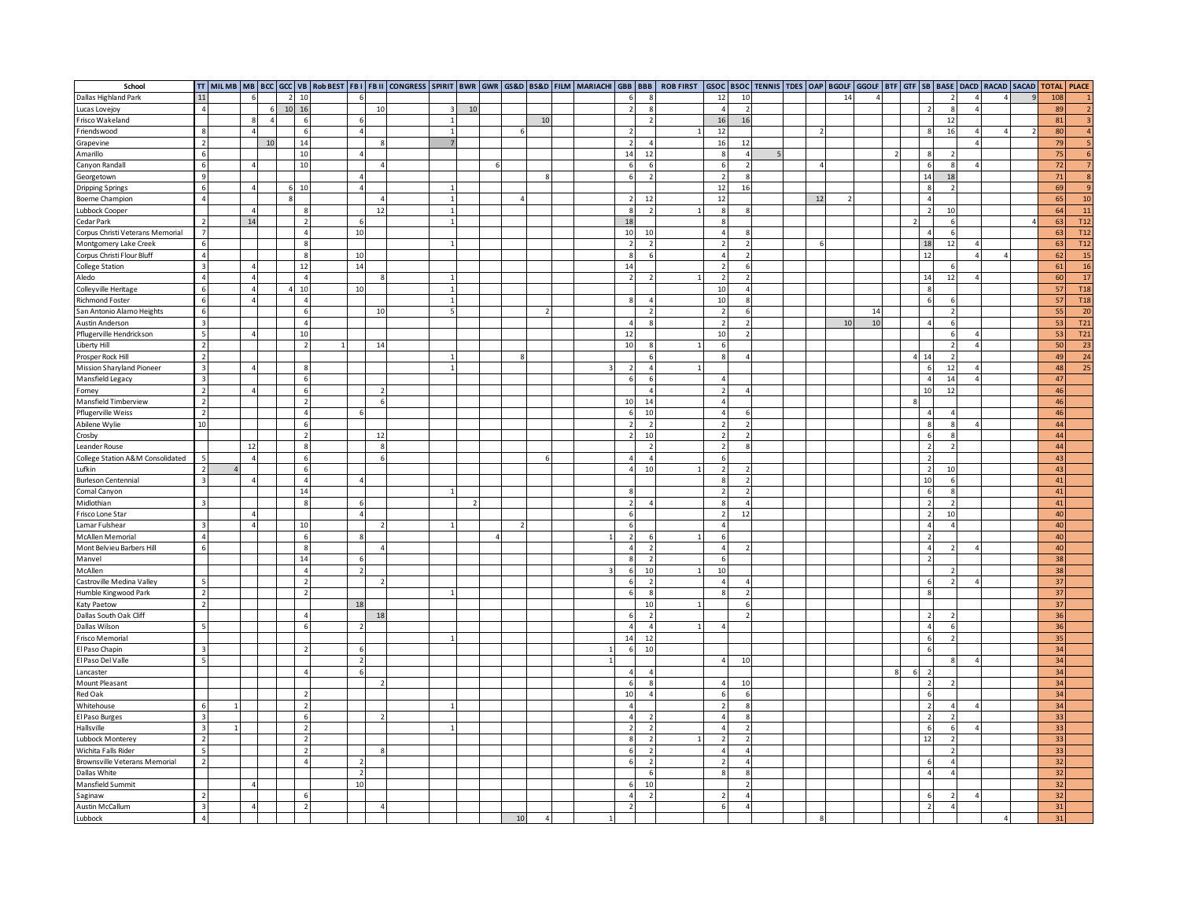| School | TT | MIL MB | MB | BCC | GCC | VB | Rob BEST | FB I | FB II | CONGRESS | SPIRIT | BWR | GWR | GS&D | BS&D | FILM | MARIACHI | GBB | BBB | ROB FIRST | GSOC | BSOC | TENNIS | TDES | OAP | BGOLF | GGOLF | BTF | GTF | SB | BASE | DACD | RACAD | SACAD | TOTAL | PLACE |
|---|---|---|---|---|---|---|---|---|---|---|---|---|---|---|---|---|---|---|---|---|---|---|---|---|---|---|---|---|---|---|---|---|---|---|---|---|
| Dallas Highland Park | 11 | | 6 | | 2 | 10 | | 6 | | | | | | | | | | 6 | 8 | | 12 | 10 | | | | 14 | 4 | | | | 2 | 4 | 4 | 9 | 108 | 1 |
| Lucas Lovejoy | 4 | | | 6 | 10 | 16 | | | 10 | | 3 | 10 | | | | | | 2 | 8 | | 4 | 2 | | | | | | | | 2 | 8 | 4 | | | 89 | 2 |
| Frisco Wakeland | | | 8 | 4 | | 6 | | 6 | | | 1 | | | | 10 | | | | 2 | | 16 | 16 | | | | | | | | | 12 | | | | 81 | 3 |
| Friendswood | 8 | | 4 | | | 6 | | 4 | | | 1 | | | 6 | | | | 2 | | 1 | 12 | | | | 2 | | | | | 8 | 16 | 4 | 4 | 2 | 80 | 4 |
| Grapevine | 2 | | | 10 | | 14 | | | 8 | | 7 | | | | | | | 2 | 4 | | 16 | 12 | | | | | | | | | | 4 | | | 79 | 5 |
| Amarillo | 6 | | | | | 10 | | 4 | | | | | | | | | | 14 | 12 | | 8 | 4 | 5 | | | | | 2 | | 8 | 2 | | | | 75 | 6 |
| Canyon Randall | 6 | | 4 | | | 10 | | | 4 | | | | 6 | | | | | 6 | 6 | | 6 | 2 | | | 4 | | | | | 6 | 8 | 4 | | | 72 | 7 |
| Georgetown | 9 | | | | | | | 4 | | | | | | | 8 | | | 6 | 2 | | 2 | 8 | | | | | | | | 14 | 18 | | | | 71 | 8 |
| Dripping Springs | 6 | | 4 | | 6 | 10 | | 4 | | | 1 | | | | | | | | | | 12 | 16 | | | | | | | | 8 | 2 | | | | 69 | 9 |
| Boerne Champion | 4 | | | 8 | | | | | 4 | | 1 | | | 4 | | | | 2 | 12 | | 12 | | | | 12 | 2 | | | | 4 | | | | | 65 | 10 |
| Lubbock Cooper | | | 4 | | | 8 | | | 12 | | 1 | | | | | | | 8 | 2 | 1 | 8 | 8 | | | | | | | | 2 | 10 | | | | 64 | 11 |
| Cedar Park | 2 | | 14 | | | 2 | | 6 | | | 1 | | | | | | | 18 | | | 8 | | | | | | | | 2 | | 6 | | | 4 | 63 | T12 |
| Corpus Christi Veterans Memorial | 7 | | | | | 4 | | 10 | | | | | | | | | | 10 | 10 | | 4 | 8 | | | | | | | | 4 | 6 | | | | 63 | T12 |
| Montgomery Lake Creek | 6 | | | | | 8 | | | | | 1 | | | | | | | 2 | 2 | | 2 | 2 | | | 6 | | | | | 18 | 12 | 4 | | | 63 | T12 |
| Corpus Christi Flour Bluff | 4 | | | | | 8 | | 10 | | | | | | | | | | 8 | 6 | | 4 | 2 | | | | | | | | 12 | | 4 | 4 | | 62 | 15 |
| College Station | 3 | | 4 | | | 12 | | 14 | | | | | | | | | | 14 | | | 2 | 6 | | | | | | | | | 6 | | | | 61 | 16 |
| Aledo | 4 | | 4 | | | 4 | | | 8 | | 1 | | | | | | | 2 | 2 | 1 | 2 | 2 | | | | | | | | 14 | 12 | 4 | | | 60 | 17 |
| Colleyville Heritage | 6 | | 4 | | 4 | 10 | | 10 | | | 1 | | | | | | | | | | 10 | 4 | | | | | | | | 8 | | | | | 57 | T18 |
| Richmond Foster | 6 | | 4 | | | 4 | | | | | 1 | | | | | | | 8 | 4 | | 10 | 8 | | | | | | | | 6 | 6 | | | | 57 | T18 |
| San Antonio Alamo Heights | 6 | | | | | 6 | | | 10 | | 5 | | | | 2 | | | | 2 | | 2 | 6 | | | | | 14 | | | | 2 | | | | 55 | 20 |
| Austin Anderson | 3 | | | | | 4 | | | | | | | | | | | | 4 | 8 | | 2 | 2 | | | | 10 | 10 | | | 4 | 6 | | | | 53 | T21 |
| Pflugerville Hendrickson | 5 | | 4 | | | 10 | | | | | | | | | | | | 12 | | | 10 | 2 | | | | | | | | | 6 | 4 | | | 53 | T21 |
| Liberty Hill | 2 | | | | | 2 | 1 | | 14 | | | | | | | | | 10 | 8 | 1 | 6 | | | | | | | | | | 2 | 4 | | | 50 | 23 |
| Prosper Rock Hill | 2 | | | | | | | | | | 1 | | | 8 | | | | | 6 | | 8 | 4 | | | | | | | 4 | 14 | 2 | | | | 49 | 24 |
| Mission Sharyland Pioneer | 3 | | 4 | | | 8 | | | | | 1 | | | | | | 3 | 2 | 4 | 1 | | | | | | | | | | 6 | 12 | 4 | | | 48 | 25 |
| Mansfield Legacy | 3 | | | | | 6 | | | | | | | | | | | | 6 | 6 | | 4 | | | | | | | | | 4 | 14 | 4 | | | 47 | |
| Forney | 2 | | 4 | | | 6 | | | 2 | | | | | | | | | | 4 | | 2 | 4 | | | | | | | | 10 | 12 | | | | 46 | |
| Mansfield Timberview | 2 | | | | | 2 | | | 6 | | | | | | | | | 10 | 14 | | 4 | | | | | | | | 8 | | | | | | 46 | |
| Pflugerville Weiss | 2 | | | | | 4 | | 6 | | | | | | | | | | 6 | 10 | | 4 | 6 | | | | | | | | 4 | 4 | | | | 46 | |
| Abilene Wylie | 10 | | | | | 6 | | | | | | | | | | | | 2 | 2 | | 2 | 2 | | | | | | | | 8 | 8 | 4 | | | 44 | |
| Crosby | | | | | | 2 | | | 12 | | | | | | | | | 2 | 10 | | 2 | 2 | | | | | | | | 6 | 8 | | | | 44 | |
| Leander Rouse | | | 12 | | | 8 | | | 8 | | | | | | | | | | 2 | | 2 | 8 | | | | | | | | 2 | 2 | | | | 44 | |
| College Station A&M Consolidated | 5 | | 4 | | | 6 | | | 6 | | | | | | 6 | | | 4 | 4 | | 6 | | | | | | | | | 2 | | | | | 43 | |
| Lufkin | 2 | 4 | | | | 6 | | | | | | | | | | | | 4 | 10 | 1 | 2 | 2 | | | | | | | | 2 | 10 | | | | 43 | |
| Burleson Centennial | 3 | | 4 | | | 4 | | 4 | | | | | | | | | | | | | 8 | 2 | | | | | | | | 10 | 6 | | | | 41 | |
| Comal Canyon | | | | | | 14 | | | | | 1 | | | | | | | 8 | | | 2 | 2 | | | | | | | | 6 | 8 | | | | 41 | |
| Midlothian | 3 | | | | | 8 | | 6 | | | | 2 | | | | | | 2 | 4 | | 8 | 4 | | | | | | | | 2 | 2 | | | | 41 | |
| Frisco Lone Star | | | 4 | | | | | 4 | | | | | | | | | | 6 | | | 2 | 12 | | | | | | | | 2 | 10 | | | | 40 | |
| Lamar Fulshear | 3 | | 4 | | | 10 | | | 2 | | 1 | | | 2 | | | | 6 | | | 4 | | | | | | | | | 4 | 4 | | | | 40 | |
| McAllen Memorial | 4 | | | | | 6 | | 8 | | | | | 4 | | | | 1 | 2 | 6 | 1 | 6 | | | | | | | | | 2 | | | | | 40 | |
| Mont Belvieu Barbers Hill | 6 | | | | | 8 | | | 4 | | | | | | | | | 4 | 2 | | 4 | 2 | | | | | | | | 4 | 2 | 4 | | | 40 | |
| Manvel | | | | | | 14 | | 6 | | | | | | | | | | 8 | 2 | | 6 | | | | | | | | | 2 | | | | | 38 | |
| McAllen | | | | | | 4 | | 2 | | | | | | | | | 3 | 6 | 10 | 1 | 10 | | | | | | | | | | 2 | | | | 38 | |
| Castroville Medina Valley | 5 | | | | | 2 | | | 2 | | | | | | | | | 6 | 2 | | 4 | 4 | | | | | | | | 6 | 2 | 4 | | | 37 | |
| Humble Kingwood Park | 2 | | | | | 2 | | | | | 1 | | | | | | | 6 | 8 | | 8 | 2 | | | | | | | | 8 | | | | | 37 | |
| Katy Paetow | 2 | | | | | | | 18 | | | | | | | | | | | 10 | 1 | | 6 | | | | | | | | | | | | | 37 | |
| Dallas South Oak Cliff | | | | | | 4 | | | 18 | | | | | | | | | 6 | 2 | | | 2 | | | | | | | | 2 | 2 | | | | 36 | |
| Dallas Wilson | 5 | | | | | 6 | | 2 | | | | | | | | | | 4 | 4 | 1 | 4 | | | | | | | | | 4 | 6 | | | | 36 | |
| Frisco Memorial | | | | | | | | | | | 1 | | | | | | | 14 | 12 | | | | | | | | | | | 6 | 2 | | | | 35 | |
| El Paso Chapin | 3 | | | | | 2 | | 6 | | | | | | | | | 1 | 6 | 10 | | | | | | | | | | | 6 | | | | | 34 | |
| El Paso Del Valle | 5 | | | | | | | 2 | | | | | | | | | 1 | | | | 4 | 10 | | | | | | | | | 8 | 4 | | | 34 | |
| Lancaster | | | | | | 4 | | 6 | | | | | | | | | | 4 | 4 | | | | | | | | | 8 | 6 | 2 | | | | | 34 | |
| Mount Pleasant | | | | | | | | | 2 | | | | | | | | | 6 | 8 | | 4 | 10 | | | | | | | | 2 | 2 | | | | 34 | |
| Red Oak | | | | | | 2 | | | | | | | | | | | | 10 | 4 | | 6 | 6 | | | | | | | | 6 | | | | | 34 | |
| Whitehouse | 6 | 1 | | | | 2 | | | | | 1 | | | | | | | 4 | | | 2 | 8 | | | | | | | | 2 | 4 | 4 | | | 34 | |
| El Paso Burges | 3 | | | | | 6 | | | 2 | | | | | | | | | 4 | 2 | | 4 | 8 | | | | | | | | 2 | 2 | | | | 33 | |
| Hallsville | 3 | 1 | | | | 2 | | | | | 1 | | | | | | | 2 | 2 | | 4 | 2 | | | | | | | | 6 | 6 | 4 | | | 33 | |
| Lubbock Monterey | 2 | | | | | 2 | | | | | | | | | | | | 8 | 2 | 1 | 2 | 2 | | | | | | | | 12 | 2 | | | | 33 | |
| Wichita Falls Rider | 5 | | | | | 2 | | | 8 | | | | | | | | | 6 | 2 | | 4 | 4 | | | | | | | | | 2 | | | | 33 | |
| Brownsville Veterans Memorial | 2 | | | | | 4 | | 2 | | | | | | | | | | 6 | 2 | | 2 | 4 | | | | | | | | 6 | 4 | | | | 32 | |
| Dallas White | | | | | | | | 2 | | | | | | | | | | | 6 | | 8 | 8 | | | | | | | | 4 | 4 | | | | 32 | |
| Mansfield Summit | | | 4 | | | | | 10 | | | | | | | | | | 6 | 10 | | | 2 | | | | | | | | | | | | | 32 | |
| Saginaw | 2 | | | | | 6 | | | | | | | | | | | | 4 | 2 | | 2 | 4 | | | | | | | | 6 | 2 | 4 | | | 32 | |
| Austin McCallum | 3 | | 4 | | | 2 | | | 4 | | | | | | | | | 2 | | | 6 | 4 | | | | | | | | 2 | 4 | | | | 31 | |
| Lubbock | 4 | | | | | | | | | | | | | 10 | 4 | | 1 | | | | | | | | 8 | | | | | | | | 4 | | 31 | |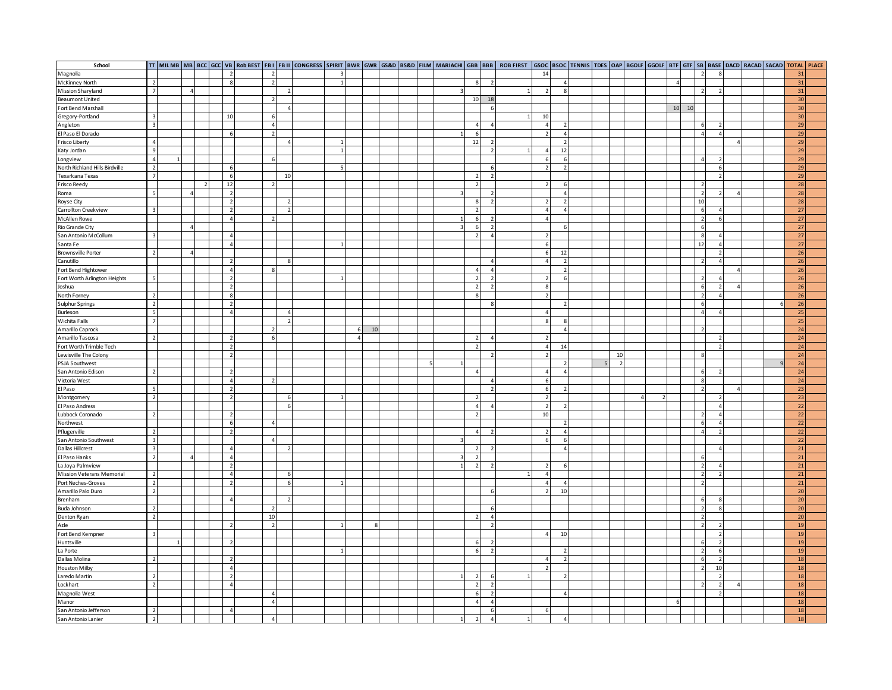| School | TT | MIL MB | MB | BCC | GCC | VB | Rob BEST | FB I | FB II | CONGRESS | SPIRIT | BWR | GWR | GS&D | BS&D | FILM | MARIACHI | GBB | BBB | ROB FIRST | GSOC | BSOC | TENNIS | TDES | OAP | BGOLF | GGOLF | BTF | GTF | SB | BASE | DACD | RACAD | SACAD | TOTAL | PLACE |
|---|---|---|---|---|---|---|---|---|---|---|---|---|---|---|---|---|---|---|---|---|---|---|---|---|---|---|---|---|---|---|---|---|---|---|---|---|
| Magnolia | | | | | | 2 | | 2 | | | 3 | | | | | | | | | | 14 | | | | | | | | | 2 | 8 | | | | 31 | |
| McKinney North | 2 | | | | | 8 | | 2 | | | 1 | | | | | | | 8 | 2 | | | 4 | | | | | | 4 | | | | | | | 31 | |
| Mission Sharyland | 7 | | 4 | | | | | | 2 | | | | | | | | 3 | | | 1 | 2 | 8 | | | | | | | | 2 | 2 | | | | 31 | |
| Beaumont United | | | | | | | | 2 | | | | | | | | | | 10 | 18 | | | | | | | | | | | | | | | | 30 | |
| Fort Bend Marshall | | | | | | | | | 4 | | | | | | | | | | 6 | | | | | | | | | 10 | 10 | | | | | | 30 | |
| Gregory-Portland | 3 | | | | | 10 | | 6 | | | | | | | | | | | | 1 | 10 | | | | | | | | | | | | | | 30 | |
| Angleton | 3 | | | | | | | 4 | | | | | | | | | | 4 | 4 | | 4 | 2 | | | | | | | | 6 | 2 | | | | 29 | |
| El Paso El Dorado | | | | | | 6 | | 2 | | | | | | | | | 1 | 6 | | | 2 | 4 | | | | | | | | 4 | 4 | | | | 29 | |
| Frisco Liberty | 4 | | | | | | | | 4 | | 1 | | | | | | | 12 | 2 | | | 2 | | | | | | | | | | 4 | | | 29 | |
| Katy Jordan | 9 | | | | | | | | | | 1 | | | | | | | | 2 | 1 | 4 | 12 | | | | | | | | | | | | | 29 | |
| Longview | 4 | 1 | | | | | | 6 | | | | | | | | | | | | | 6 | 6 | | | | | | | | 4 | 2 | | | | 29 | |
| North Richland Hills Birdville | 2 | | | | | 6 | | | | | 5 | | | | | | | | 6 | | 2 | 2 | | | | | | | | | 6 | | | | 29 | |
| Texarkana Texas | 7 | | | | | 6 | | | 10 | | | | | | | | | 2 | 2 | | | | | | | | | | | | 2 | | | | 29 | |
| Frisco Reedy | | | | 2 | | 12 | | 2 | | | | | | | | | | 2 | | | 2 | 6 | | | | | | | | 2 | | | | | 28 | |
| Roma | 5 | | 4 | | | 2 | | | | | | | | | | | 3 | | 2 | | | 4 | | | | | | | | 2 | 2 | 4 | | | 28 | |
| Royse City | | | | | | 2 | | | 2 | | | | | | | | | 8 | 2 | | 2 | 2 | | | | | | | | 10 | | | | | 28 | |
| Carrollton Creekview | 3 | | | | | 2 | | | 2 | | | | | | | | | 2 | | | 4 | 4 | | | | | | | | 6 | 4 | | | | 27 | |
| McAllen Rowe | | | | | | 4 | | 2 | | | | | | | | | 1 | 6 | 2 | | 4 | | | | | | | | | 2 | 6 | | | | 27 | |
| Rio Grande City | | | 4 | | | | | | | | | | | | | | 3 | 6 | 2 | | | 6 | | | | | | | | 6 | | | | | 27 | |
| San Antonio McCollum | 3 | | | | | 4 | | | | | | | | | | | | 2 | 4 | | 2 | | | | | | | | | 8 | 4 | | | | 27 | |
| Santa Fe | | | | | | 4 | | | | | 1 | | | | | | | | | | 6 | | | | | | | | | 12 | 4 | | | | 27 | |
| Brownsville Porter | 2 | | 4 | | | | | | | | | | | | | | | | | | 6 | 12 | | | | | | | | | 2 | | | | 26 | |
| Canutillo | | | | | | 2 | | | 8 | | | | | | | | | | 4 | | 4 | 2 | | | | | | | | 2 | 4 | | | | 26 | |
| Fort Bend Hightower | | | | | | 4 | | 8 | | | | | | | | | | 4 | 4 | | | 2 | | | | | | | | | | 4 | | | 26 | |
| Fort Worth Arlington Heights | 5 | | | | | 2 | | | | | 1 | | | | | | | 2 | 2 | | 2 | 6 | | | | | | | | 2 | 4 | | | | 26 | |
| Joshua | | | | | | 2 | | | | | | | | | | | | 2 | 2 | | 8 | | | | | | | | | 6 | 2 | 4 | | | 26 | |
| North Forney | 2 | | | | | 8 | | | | | | | | | | | | 8 | | | 2 | | | | | | | | | 2 | 4 | | | | 26 | |
| Sulphur Springs | 2 | | | | | 2 | | | | | | | | | | | | | 8 | | | 2 | | | | | | | | 6 | | | | 6 | 26 | |
| Burleson | 5 | | | | | 4 | | | 4 | | | | | | | | | | | | 4 | | | | | | | | | 4 | 4 | | | | 25 | |
| Wichita Falls | 7 | | | | | | | | 2 | | | | | | | | | | | | 8 | 8 | | | | | | | | | | | | | 25 | |
| Amarillo Caprock | | | | | | | | 2 | | | | 6 | 10 | | | | | | | | | 4 | | | | | | | | 2 | | | | | 24 | |
| Amarillo Tascosa | 2 | | | | | 2 | | 6 | | | | 4 | | | | | | 2 | 4 | | 2 | | | | | | | | | | 2 | | | | 24 | |
| Fort Worth Trimble Tech | | | | | | 2 | | | | | | | | | | | | 2 | | | 4 | 14 | | | | | | | | | 2 | | | | 24 | |
| Lewisville The Colony | | | | | | 2 | | | | | | | | | | | | | 2 | | 2 | | | | 10 | | | | | 8 | | | | | 24 | |
| PSJA Southwest | | | | | | | | | | | | | | | | 5 | 1 | | | | | 2 | | 5 | 2 | | | | | | | | | 9 | 24 | |
| San Antonio Edison | 2 | | | | | 2 | | | | | | | | | | | | 4 | | | 4 | 4 | | | | | | | | 6 | 2 | | | | 24 | |
| Victoria West | | | | | | 4 | | 2 | | | | | | | | | | | 4 | | 6 | | | | | | | | | 8 | | | | | 24 | |
| El Paso | 5 | | | | | 2 | | | | | | | | | | | | | 2 | | 6 | 2 | | | | | | | | 2 | | 4 | | | 23 | |
| Montgomery | 2 | | | | | 2 | | | 6 | | 1 | | | | | | | 2 | | | 2 | | | | | 4 | 2 | | | | 2 | | | | 23 | |
| El Paso Andress | | | | | | | | | 6 | | | | | | | | | 4 | 4 | | 2 | 2 | | | | | | | | | 4 | | | | 22 | |
| Lubbock Coronado | 2 | | | | | 2 | | | | | | | | | | | | 2 | | | 10 | | | | | | | | | 2 | 4 | | | | 22 | |
| Northwest | | | | | | 6 | | 4 | | | | | | | | | | | | | | 2 | | | | | | | | 6 | 4 | | | | 22 | |
| Pflugerville | 2 | | | | | 2 | | | | | | | | | | | | 4 | 2 | | 2 | 4 | | | | | | | | 4 | 2 | | | | 22 | |
| San Antonio Southwest | 3 | | | | | | | 4 | | | | | | | | | 3 | | | | 6 | 6 | | | | | | | | | | | | | 22 | |
| Dallas Hillcrest | 3 | | | | | 4 | | | 2 | | | | | | | | | 2 | 2 | | | 4 | | | | | | | | | 4 | | | | 21 | |
| El Paso Hanks | 2 | | 4 | | | 4 | | | | | | | | | | | 3 | 2 | | | | | | | | | | | | 6 | | | | | 21 | |
| La Joya Palmview | | | | | | 2 | | | | | | | | | | | 1 | 2 | 2 | | 2 | 6 | | | | | | | | 2 | 4 | | | | 21 | |
| Mission Veterans Memorial | 2 | | | | | 4 | | | 6 | | | | | | | | | | | 1 | 4 | | | | | | | | | 2 | 2 | | | | 21 | |
| Port Neches-Groves | 2 | | | | | 2 | | | 6 | | 1 | | | | | | | | | | 4 | 4 | | | | | | | | 2 | | | | | 21 | |
| Amarillo Palo Duro | 2 | | | | | | | | | | | | | | | | | | 6 | | 2 | 10 | | | | | | | | | | | | | 20 | |
| Brenham | | | | | | 4 | | | 2 | | | | | | | | | | | | | | | | | | | | | 6 | 8 | | | | 20 | |
| Buda Johnson | 2 | | | | | | | 2 | | | | | | | | | | | 6 | | | | | | | | | | | 2 | 8 | | | | 20 | |
| Denton Ryan | 2 | | | | | | | 10 | | | | | | | | | | 2 | 4 | | | | | | | | | | | 2 | | | | | 20 | |
| Azle | | | | | | 2 | | 2 | | | 1 | | 8 | | | | | | 2 | | | | | | | | | | | 2 | 2 | | | | 19 | |
| Fort Bend Kempner | 3 | | | | | | | | | | | | | | | | | | | | 4 | 10 | | | | | | | | | 2 | | | | 19 | |
| Huntsville | | 1 | | | | 2 | | | | | | | | | | | | 6 | 2 | | | | | | | | | | | 6 | 2 | | | | 19 | |
| La Porte | | | | | | | | | | | 1 | | | | | | | 6 | 2 | | | 2 | | | | | | | | 2 | 6 | | | | 19 | |
| Dallas Molina | 2 | | | | | 2 | | | | | | | | | | | | | | | 4 | 2 | | | | | | | | 6 | 2 | | | | 18 | |
| Houston Milby | | | | | | 4 | | | | | | | | | | | | | | | 2 | | | | | | | | | 2 | 10 | | | | 18 | |
| Laredo Martin | 2 | | | | | 2 | | | | | | | | | | | 1 | 2 | 6 | 1 | | 2 | | | | | | | | | 2 | | | | 18 | |
| Lockhart | 2 | | | | | 4 | | | | | | | | | | | | 2 | 2 | | | | | | | | | | | 2 | 2 | 4 | | | 18 | |
| Magnolia West | | | | | | | | 4 | | | | | | | | | | 6 | 2 | | | 4 | | | | | | | | | 2 | | | | 18 | |
| Manor | | | | | | | | 4 | | | | | | | | | | 4 | 4 | | | | | | | | | 6 | | | | | | | 18 | |
| San Antonio Jefferson | 2 | | | | | 4 | | | | | | | | | | | | | 6 | | 6 | | | | | | | | | | | | | | 18 | |
| San Antonio Lanier | 2 | | | | | | | 4 | | | | | | | | | 1 | 2 | 4 | 1 | | 4 | | | | | | | | | | | | | 18 | |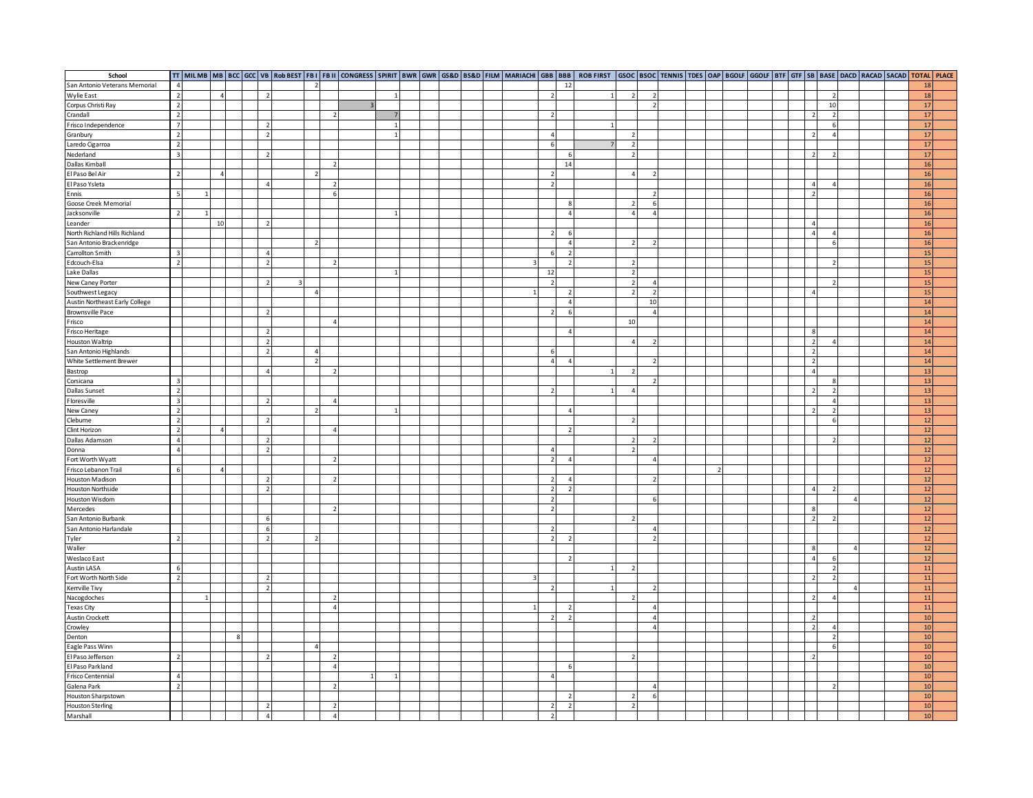| School | TT | MIL MB | MB | BCC | GCC | VB | Rob BEST | FB I | FB II | CONGRESS | SPIRIT | BWR | GWR | GS&D | BS&D | FILM | MARIACHI | GBB | BBB | ROB FIRST | GSOC | BSOC | TENNIS | TDES | OAP | BGOLF | GGOLF | BTF | GTF | SB | BASE | DACD | RACAD | SACAD | TOTAL | PLACE |
|---|---|---|---|---|---|---|---|---|---|---|---|---|---|---|---|---|---|---|---|---|---|---|---|---|---|---|---|---|---|---|---|---|---|---|---|---|
| San Antonio Veterans Memorial | 4 | | | | | | | 2 | | | | | | | | | | | 12 | | | | | | | | | | | | | | | | 18 | |
| Wylie East | 2 | | 4 | | | 2 | | | | | 1 | | | | | | | 2 | | 1 | 2 | 2 | | | | | | | | | 2 | | | | 18 | |
| Corpus Christi Ray | 2 | | | | | | | | | 3 | | | | | | | | | | | | 2 | | | | | | | | | 10 | | | | 17 | |
| Crandall | 2 | | | | | | | | 2 | | 7 | | | | | | | 2 | | | | | | | | | | | | 2 | 2 | | | | 17 | |
| Frisco Independence | 7 | | | | | 2 | | | | | 1 | | | | | | | | | 1 | | | | | | | | | | | 6 | | | | 17 | |
| Granbury | 2 | | | | | 2 | | | | | 1 | | | | | | | 4 | | | | | | | | | | | | 2 | 4 | | | | 17 | |
| Laredo Cigarroa | 2 | | | | | | | | | | | | | | | | | 6 | | 7 | 2 | | | | | | | | | | | | | | 17 | |
| Nederland | 3 | | | | | 2 | | | | | | | | | | | | | 6 | | 2 | | | | | | | | | 2 | 2 | | | | 17 | |
| Dallas Kimball | | | | | | | | | 2 | | | | | | | | | | 14 | | | | | | | | | | | | | | | | 16 | |
| El Paso Bel Air | 2 | | 4 | | | | | 2 | | | | | | | | | | 2 | | | 4 | 2 | | | | | | | | | | | | | 16 | |
| El Paso Ysleta | | | | | | 4 | | | 2 | | | | | | | | | 2 | | | | | | | | | | | | 4 | 4 | | | | 16 | |
| Ennis | 5 | 1 | | | | | | | 6 | | | | | | | | | | | | | 2 | | | | | | | | 2 | | | | | 16 | |
| Goose Creek Memorial | | | | | | | | | | | | | | | | | | | 8 | | 2 | 6 | | | | | | | | | | | | | 16 | |
| Jacksonville | 2 | 1 | | | | | | | | | 1 | | | | | | | | 4 | | 4 | 4 | | | | | | | | | | | | | 16 | |
| Leander | | | 10 | | | 2 | | | | | | | | | | | | | | | | | | | | | | | | 4 | | | | | 16 | |
| North Richland Hills Richland | | | | | | | | | | | | | | | | | | 2 | 6 | | | | | | | | | | | 4 | 4 | | | | 16 | |
| San Antonio Brackenridge | | | | | | | | 2 | | | | | | | | | | | 4 | | 2 | 2 | | | | | | | | | 6 | | | | 16 | |
| Carrollton Smith | 3 | | | | | 4 | | | | | | | | | | | | 6 | 2 | | | | | | | | | | | | | | | | 15 | |
| Edcouch-Elsa | 2 | | | | | 2 | | | 2 | | | | | | | | 3 | | 2 | | 2 | | | | | | | | | | 2 | | | | 15 | |
| Lake Dallas | | | | | | | | | | | 1 | | | | | | | 12 | | | 2 | | | | | | | | | | | | | | 15 | |
| New Caney Porter | | | | | | 2 | 3 | | | | | | | | | | | 2 | | | 2 | 4 | | | | | | | | | 2 | | | | 15 | |
| Southwest Legacy | | | | | | | | 4 | | | | | | | | | 1 | | 2 | | 2 | 2 | | | | | | | | 4 | | | | | 15 | |
| Austin Northeast Early College | | | | | | | | | | | | | | | | | | | 4 | | | 10 | | | | | | | | | | | | | 14 | |
| Brownsville Pace | | | | | | 2 | | | | | | | | | | | | 2 | 6 | | | 4 | | | | | | | | | | | | | 14 | |
| Frisco | | | | | | | | | 4 | | | | | | | | | | | | 10 | | | | | | | | | | | | | | 14 | |
| Frisco Heritage | | | | | | 2 | | | | | | | | | | | | | 4 | | | | | | | | | | | 8 | | | | | 14 | |
| Houston Waltrip | | | | | | 2 | | | | | | | | | | | | | | | 4 | 2 | | | | | | | | 2 | 4 | | | | 14 | |
| San Antonio Highlands | | | | | | 2 | | 4 | | | | | | | | | | 6 | | | | | | | | | | | | 2 | | | | | 14 | |
| White Settlement Brewer | | | | | | | | 2 | | | | | | | | | | 4 | 4 | | | 2 | | | | | | | | 2 | | | | | 14 | |
| Bastrop | | | | | | 4 | | | 2 | | | | | | | | | | | 1 | 2 | | | | | | | | | 4 | | | | | 13 | |
| Corsicana | 3 | | | | | | | | | | | | | | | | | | | | | 2 | | | | | | | | | 8 | | | | 13 | |
| Dallas Sunset | 2 | | | | | | | | | | | | | | | | | 2 | | 1 | 4 | | | | | | | | | 2 | 2 | | | | 13 | |
| Floresville | 3 | | | | | 2 | | | 4 | | | | | | | | | | | | | | | | | | | | | | 4 | | | | 13 | |
| New Caney | 2 | | | | | | | 2 | | | 1 | | | | | | | | 4 | | | | | | | | | | | 2 | 2 | | | | 13 | |
| Cleburne | 2 | | | | | 2 | | | | | | | | | | | | | | | 2 | | | | | | | | | | 6 | | | | 12 | |
| Clint Horizon | 2 | | 4 | | | | | | 4 | | | | | | | | | | 2 | | | | | | | | | | | | | | | | 12 | |
| Dallas Adamson | 4 | | | | | 2 | | | | | | | | | | | | | | | 2 | 2 | | | | | | | | | 2 | | | | 12 | |
| Donna | 4 | | | | | 2 | | | | | | | | | | | | 4 | | | 2 | | | | | | | | | | | | | | 12 | |
| Fort Worth Wyatt | | | | | | | | | 2 | | | | | | | | | 2 | 4 | | | 4 | | | | | | | | | | | | | 12 | |
| Frisco Lebanon Trail | 6 | | 4 | | | | | | | | | | | | | | | | | | | | | | 2 | | | | | | | | | | 12 | |
| Houston Madison | | | | | | 2 | | | 2 | | | | | | | | | 2 | 4 | | | 2 | | | | | | | | | | | | | 12 | |
| Houston Northside | | | | | | 2 | | | | | | | | | | | | 2 | 2 | | | | | | | | | | | 4 | 2 | | | | 12 | |
| Houston Wisdom | | | | | | | | | | | | | | | | | | 2 | | | | 6 | | | | | | | | | | 4 | | | 12 | |
| Mercedes | | | | | | | | | 2 | | | | | | | | | 2 | | | | | | | | | | | | 8 | | | | | 12 | |
| San Antonio Burbank | | | | | | 6 | | | | | | | | | | | | | | | 2 | | | | | | | | | 2 | 2 | | | | 12 | |
| San Antonio Harlandale | | | | | | 6 | | | | | | | | | | | | 2 | | | | 4 | | | | | | | | | | | | | 12 | |
| Tyler | 2 | | | | | 2 | | 2 | | | | | | | | | | 2 | 2 | | | 2 | | | | | | | | | | | | | 12 | |
| Waller | | | | | | | | | | | | | | | | | | | | | | | | | | | | | | 8 | | 4 | | | 12 | |
| Weslaco East | | | | | | | | | | | | | | | | | | | 2 | | | | | | | | | | | 4 | 6 | | | | 12 | |
| Austin LASA | 6 | | | | | | | | | | | | | | | | | | | 1 | 2 | | | | | | | | | | 2 | | | | 11 | |
| Fort Worth North Side | 2 | | | | | 2 | | | | | | | | | | | 3 | | | | | | | | | | | | | 2 | 2 | | | | 11 | |
| Kerrville Tivy | | | | | | 2 | | | | | | | | | | | | 2 | | 1 | | 2 | | | | | | | | | | 4 | | | 11 | |
| Nacogdoches | | 1 | | | | | | | 2 | | | | | | | | | | | | 2 | | | | | | | | | 2 | 4 | | | | 11 | |
| Texas City | | | | | | | | | 4 | | | | | | | | 1 | | 2 | | | 4 | | | | | | | | | | | | | 11 | |
| Austin Crockett | | | | | | | | | | | | | | | | | | 2 | 2 | | | 4 | | | | | | | | 2 | | | | | 10 | |
| Crowley | | | | | | | | | | | | | | | | | | | | | | 4 | | | | | | | | 2 | 4 | | | | 10 | |
| Denton | | | | 8 | | | | | | | | | | | | | | | | | | | | | | | | | | | 2 | | | | 10 | |
| Eagle Pass Winn | | | | | | | | 4 | | | | | | | | | | | | | | | | | | | | | | | 6 | | | | 10 | |
| El Paso Jefferson | 2 | | | | | 2 | | | 2 | | | | | | | | | | | | 2 | | | | | | | | | 2 | | | | | 10 | |
| El Paso Parkland | | | | | | | | | 4 | | | | | | | | | | 6 | | | | | | | | | | | | | | | | 10 | |
| Frisco Centennial | 4 | | | | | | | | | 1 | 1 | | | | | | | 4 | | | | | | | | | | | | | | | | | 10 | |
| Galena Park | 2 | | | | | | | | 2 | | | | | | | | | | | | | 4 | | | | | | | | | 2 | | | | 10 | |
| Houston Sharpstown | | | | | | | | | | | | | | | | | | | 2 | | 2 | 6 | | | | | | | | | | | | | 10 | |
| Houston Sterling | | | | | | 2 | | | 2 | | | | | | | | | 2 | 2 | | 2 | | | | | | | | | | | | | | 10 | |
| Marshall | | | | | | 4 | | | 4 | | | | | | | | | 2 | | | | | | | | | | | | | | | | | 10 | |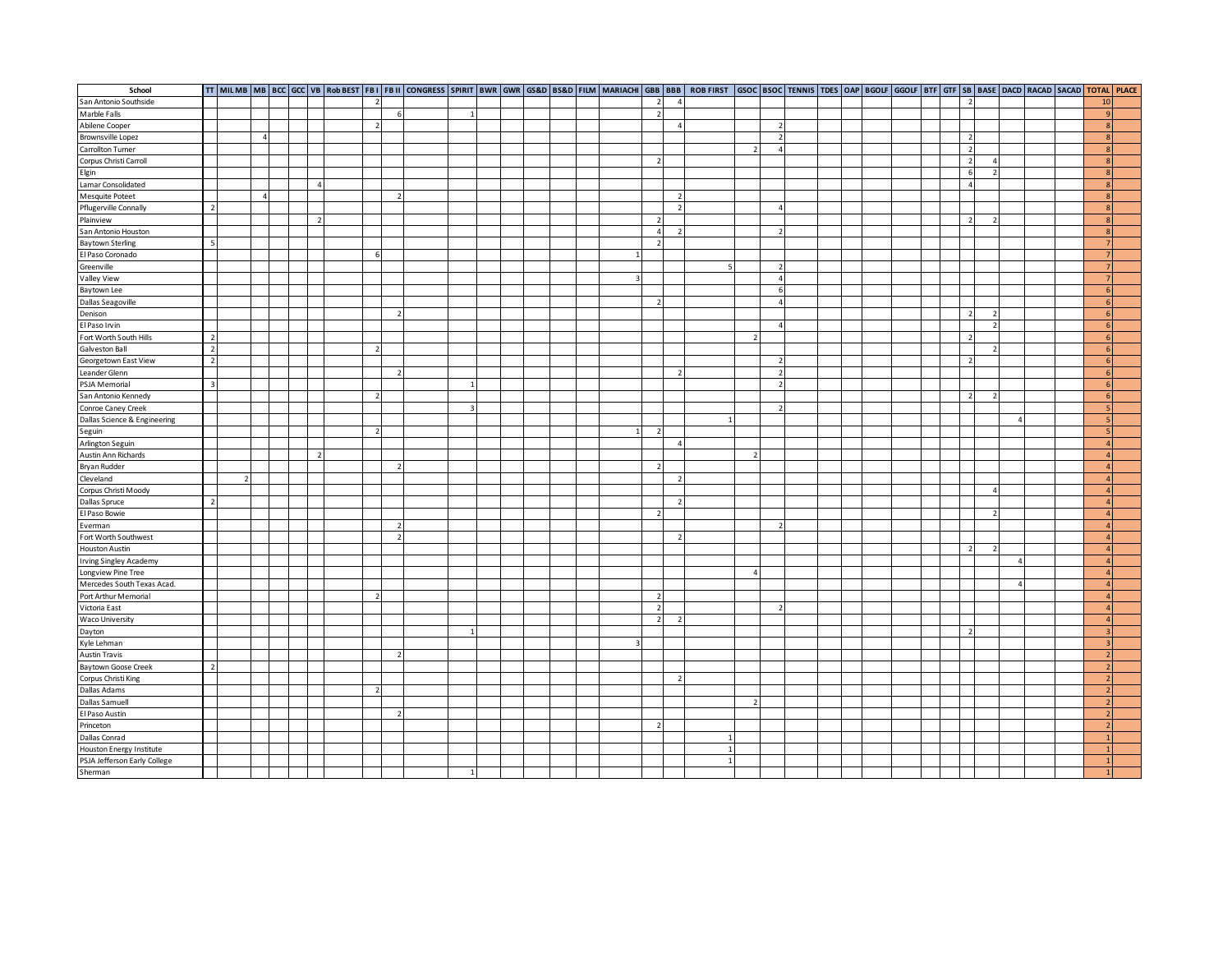| School | TT | MIL MB | MB | BCC | GCC | VB | Rob BEST | FB I | FB II | CONGRESS | SPIRIT | BWR | GWR | GS&D | BS&D | FILM | MARIACHI | GBB | BBB | ROB FIRST | GSOC | BSOC | TENNIS | TDES | OAP | BGOLF | GGOLF | BTF | GTF | SB | BASE | DACD | RACAD | SACAD | TOTAL | PLACE |
|---|---|---|---|---|---|---|---|---|---|---|---|---|---|---|---|---|---|---|---|---|---|---|---|---|---|---|---|---|---|---|---|---|---|---|---|---|
| San Antonio Southside | | | | | | | | 2 | | | | | | | | | | 2 | 4 | | | | | | | | | | | 2 | | | | | 10 | |
| Marble Falls | | | | | | | | | 6 | | 1 | | | | | | | 2 | | | | | | | | | | | | | | | | | 9 | |
| Abilene Cooper | | | | | | | | 2 | | | | | | | | | | | 4 | | | 2 | | | | | | | | | | | | | 8 | |
| Brownsville Lopez | | | 4 | | | | | | | | | | | | | | | | | | | 2 | | | | | | | | 2 | | | | | 8 | |
| Carrollton Turner | | | | | | | | | | | | | | | | | | | | | 2 | 4 | | | | | | | | 2 | | | | | 8 | |
| Corpus Christi Carroll | | | | | | | | | | | | | | | | | | 2 | | | | | | | | | | | | 2 | 4 | | | | 8 | |
| Elgin | | | | | | | | | | | | | | | | | | | | | | | | | | | | | | 6 | 2 | | | | 8 | |
| Lamar Consolidated | | | | | | 4 | | | | | | | | | | | | | | | | | | | | | | | | 4 | | | | | 8 | |
| Mesquite Poteet | | | 4 | | | | | | 2 | | | | | | | | | | 2 | | | | | | | | | | | | | | | | 8 | |
| Pflugerville Connally | 2 | | | | | | | | | | | | | | | | | | 2 | | | 4 | | | | | | | | | | | | | 8 | |
| Plainview | | | | | | 2 | | | | | | | | | | | | 2 | | | | | | | | | | | | 2 | 2 | | | | 8 | |
| San Antonio Houston | | | | | | | | | | | | | | | | | | 4 | 2 | | | 2 | | | | | | | | | | | | | 8 | |
| Baytown Sterling | 5 | | | | | | | | | | | | | | | | | 2 | | | | | | | | | | | | | | | | | 7 | |
| El Paso Coronado | | | | | | | | 6 | | | | | | | | | 1 | | | | | | | | | | | | | | | | | | 7 | |
| Greenville | | | | | | | | | | | | | | | | | | | | 5 | | 2 | | | | | | | | | | | | | 7 | |
| Valley View | | | | | | | | | | | | | | | | | 3 | | | | | 4 | | | | | | | | | | | | | 7 | |
| Baytown Lee | | | | | | | | | | | | | | | | | | | | | | 6 | | | | | | | | | | | | | 6 | |
| Dallas Seagoville | | | | | | | | | | | | | | | | | | 2 | | | | 4 | | | | | | | | | | | | | 6 | |
| Denison | | | | | | | | | 2 | | | | | | | | | | | | | | | | | | | | | 2 | 2 | | | | 6 | |
| El Paso Irvin | | | | | | | | | | | | | | | | | | | | | | 4 | | | | | | | | | 2 | | | | 6 | |
| Fort Worth South Hills | 2 | | | | | | | | | | | | | | | | | | | | 2 | | | | | | | | | 2 | | | | | 6 | |
| Galveston Ball | 2 | | | | | | | 2 | | | | | | | | | | | | | | | | | | | | | | | 2 | | | | 6 | |
| Georgetown East View | 2 | | | | | | | | | | | | | | | | | | | | | 2 | | | | | | | | 2 | | | | | 6 | |
| Leander Glenn | | | | | | | | | 2 | | | | | | | | | | 2 | | | 2 | | | | | | | | | | | | | 6 | |
| PSJA Memorial | 3 | | | | | | | | | | 1 | | | | | | | | | | | 2 | | | | | | | | | | | | | 6 | |
| San Antonio Kennedy | | | | | | | | 2 | | | | | | | | | | | | | | | | | | | | | | 2 | 2 | | | | 6 | |
| Conroe Caney Creek | | | | | | | | | | | 3 | | | | | | | | | | | 2 | | | | | | | | | | | | | 5 | |
| Dallas Science & Engineering | | | | | | | | | | | | | | | | | | | | 1 | | | | | | | | | | | | 4 | | | 5 | |
| Seguin | | | | | | | | 2 | | | | | | | | | 1 | 2 | | | | | | | | | | | | | | | | | 5 | |
| Arlington Seguin | | | | | | | | | | | | | | | | | | | 4 | | | | | | | | | | | | | | | | 4 | |
| Austin Ann Richards | | | | | | 2 | | | | | | | | | | | | | | | 2 | | | | | | | | | | | | | | 4 | |
| Bryan Rudder | | | | | | | | | 2 | | | | | | | | | 2 | | | | | | | | | | | | | | | | | 4 | |
| Cleveland | | 2 | | | | | | | | | | | | | | | | | 2 | | | | | | | | | | | | | | | | 4 | |
| Corpus Christi Moody | | | | | | | | | | | | | | | | | | | | | | | | | | | | | | | 4 | | | | 4 | |
| Dallas Spruce | 2 | | | | | | | | | | | | | | | | | | 2 | | | | | | | | | | | | | | | | 4 | |
| El Paso Bowie | | | | | | | | | | | | | | | | | | 2 | | | | | | | | | | | | | 2 | | | | 4 | |
| Everman | | | | | | | | | 2 | | | | | | | | | | | | | 2 | | | | | | | | | | | | | 4 | |
| Fort Worth Southwest | | | | | | | | | 2 | | | | | | | | | | 2 | | | | | | | | | | | | | | | | 4 | |
| Houston Austin | | | | | | | | | | | | | | | | | | | | | | | | | | | | | | 2 | 2 | | | | 4 | |
| Irving Singley Academy | | | | | | | | | | | | | | | | | | | | | | | | | | | | | | | | 4 | | | 4 | |
| Longview Pine Tree | | | | | | | | | | | | | | | | | | | | | 4 | | | | | | | | | | | | | | 4 | |
| Mercedes South Texas Acad. | | | | | | | | | | | | | | | | | | | | | | | | | | | | | | | | 4 | | | 4 | |
| Port Arthur Memorial | | | | | | | | 2 | | | | | | | | | | 2 | | | | | | | | | | | | | | | | | 4 | |
| Victoria East | | | | | | | | | | | | | | | | | | 2 | | | | 2 | | | | | | | | | | | | | 4 | |
| Waco University | | | | | | | | | | | | | | | | | | 2 | 2 | | | | | | | | | | | | | | | | 4 | |
| Dayton | | | | | | | | | | | 1 | | | | | | | | | | | | | | | | | | | 2 | | | | | 3 | |
| Kyle Lehman | | | | | | | | | | | | | | | | | 3 | | | | | | | | | | | | | | | | | | 3 | |
| Austin Travis | | | | | | | | | 2 | | | | | | | | | | | | | | | | | | | | | | | | | | 2 | |
| Baytown Goose Creek | 2 | | | | | | | | | | | | | | | | | | | | | | | | | | | | | | | | | | 2 | |
| Corpus Christi King | | | | | | | | | | | | | | | | | | | 2 | | | | | | | | | | | | | | | | 2 | |
| Dallas Adams | | | | | | | | 2 | | | | | | | | | | | | | | | | | | | | | | | | | | | 2 | |
| Dallas Samuell | | | | | | | | | | | | | | | | | | | | | 2 | | | | | | | | | | | | | | 2 | |
| El Paso Austin | | | | | | | | | 2 | | | | | | | | | | | | | | | | | | | | | | | | | | 2 | |
| Princeton | | | | | | | | | | | | | | | | | | 2 | | | | | | | | | | | | | | | | | 2 | |
| Dallas Conrad | | | | | | | | | | | | | | | | | | | | 1 | | | | | | | | | | | | | | | 1 | |
| Houston Energy Institute | | | | | | | | | | | | | | | | | | | | 1 | | | | | | | | | | | | | | | 1 | |
| PSJA Jefferson Early College | | | | | | | | | | | | | | | | | | | | 1 | | | | | | | | | | | | | | | 1 | |
| Sherman | | | | | | | | | | | 1 | | | | | | | | | | | | | | | | | | | | | | | | 1 | |